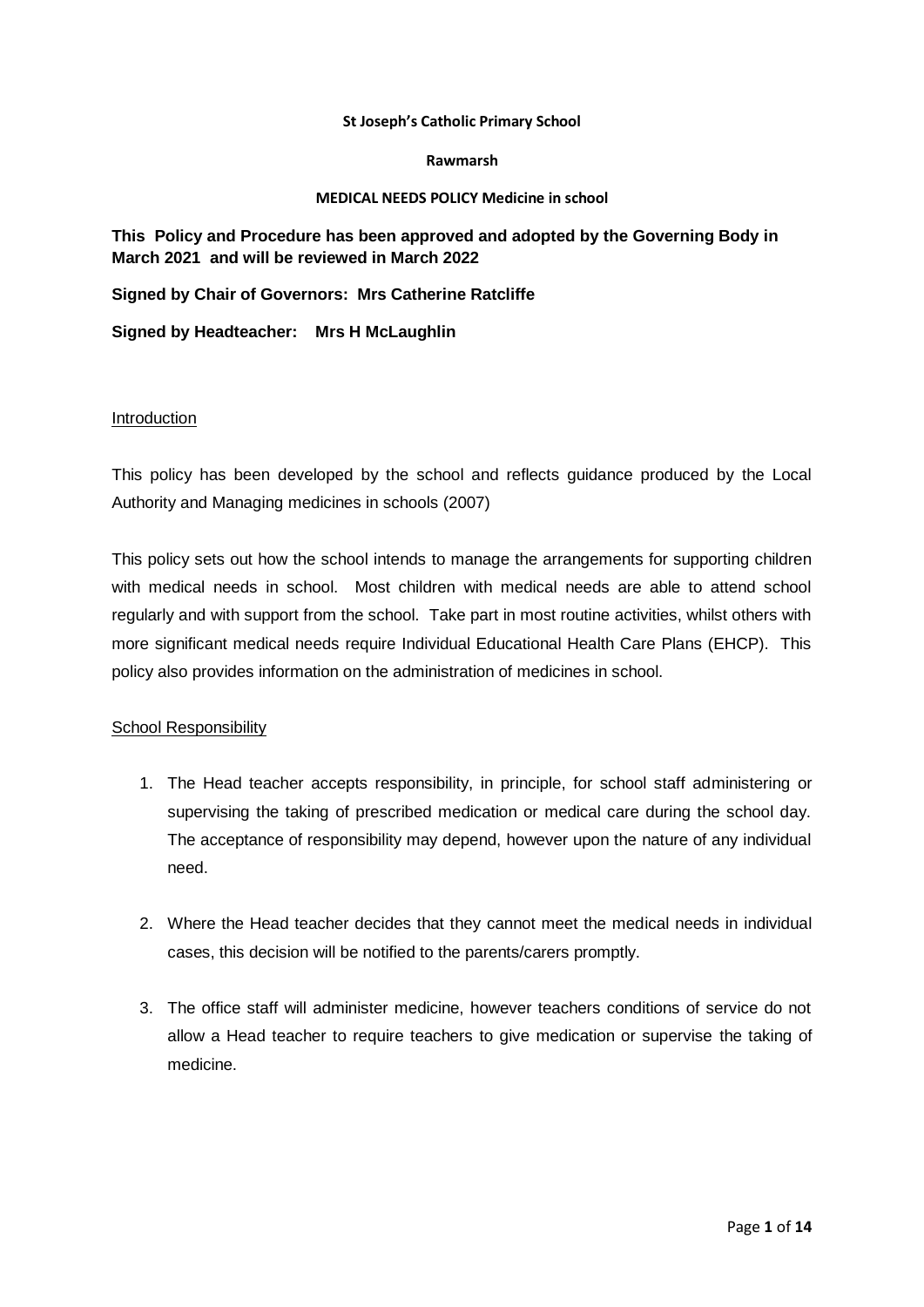**St Joseph's Catholic Primary School**

**Rawmarsh**

**MEDICAL NEEDS POLICY Medicine in school**

**This Policy and Procedure has been approved and adopted by the Governing Body in March 2021 and will be reviewed in March 2022**

**Signed by Chair of Governors: Mrs Catherine Ratcliffe**

**Signed by Headteacher: Mrs H McLaughlin**

## Introduction

This policy has been developed by the school and reflects guidance produced by the Local Authority and Managing medicines in schools (2007)

This policy sets out how the school intends to manage the arrangements for supporting children with medical needs in school. Most children with medical needs are able to attend school regularly and with support from the school. Take part in most routine activities, whilst others with more significant medical needs require Individual Educational Health Care Plans (EHCP). This policy also provides information on the administration of medicines in school.

## School Responsibility

1. The Head teacher accepts responsibility, in principle, for school staff administering or supervising the taking of prescribed medication or medical care during the school day. The acceptance of responsibility may depend, however upon the nature of any individual need.

2. Where the Head teacher decides that they cannot meet the medical needs in individual cases, this decision will be notified to the parents/carers promptly.

3. The office staff will administer medicine, however teachers conditions of service do not allow a Head teacher to require teachers to give medication or supervise the taking of medicine.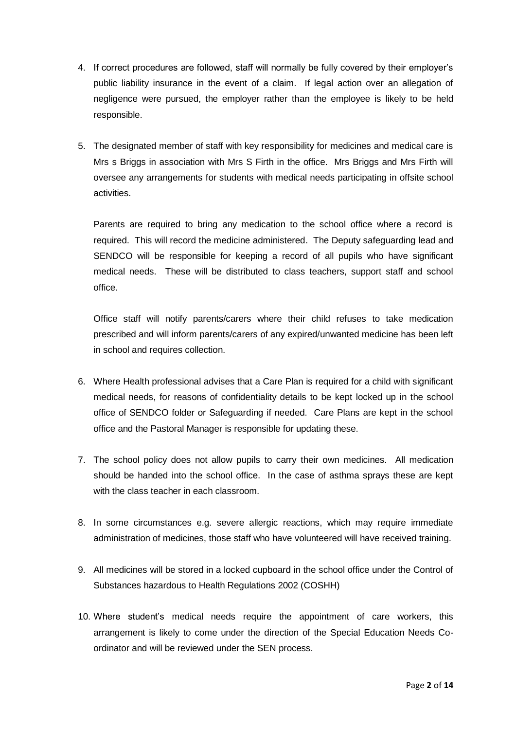4. If correct procedures are followed, staff will normally be fully covered by their employer's public liability insurance in the event of a claim. If legal action over an allegation of negligence were pursued, the employer rather than the employee is likely to be held responsible.

5. The designated member of staff with key responsibility for medicines and medical care is Mrs s Briggs in association with Mrs S Firth in the office. Mrs Briggs and Mrs Firth will oversee any arrangements for students with medical needs participating in offsite school activities.

   Parents are required to bring any medication to the school office where a record is required. This will record the medicine administered. The Deputy safeguarding lead and SENDCO will be responsible for keeping a record of all pupils who have significant medical needs. These will be distributed to class teachers, support staff and school office.

   Office staff will notify parents/carers where their child refuses to take medication prescribed and will inform parents/carers of any expired/unwanted medicine has been left in school and requires collection.

6. Where Health professional advises that a Care Plan is required for a child with significant medical needs, for reasons of confidentiality details to be kept locked up in the school office of SENDCO folder or Safeguarding if needed. Care Plans are kept in the school office and the Pastoral Manager is responsible for updating these.

7. The school policy does not allow pupils to carry their own medicines. All medication should be handed into the school office. In the case of asthma sprays these are kept with the class teacher in each classroom.

8. In some circumstances e.g. severe allergic reactions, which may require immediate administration of medicines, those staff who have volunteered will have received training.

9. All medicines will be stored in a locked cupboard in the school office under the Control of Substances hazardous to Health Regulations 2002 (COSHH)

10. Where student's medical needs require the appointment of care workers, this arrangement is likely to come under the direction of the Special Education Needs Co-ordinator and will be reviewed under the SEN process.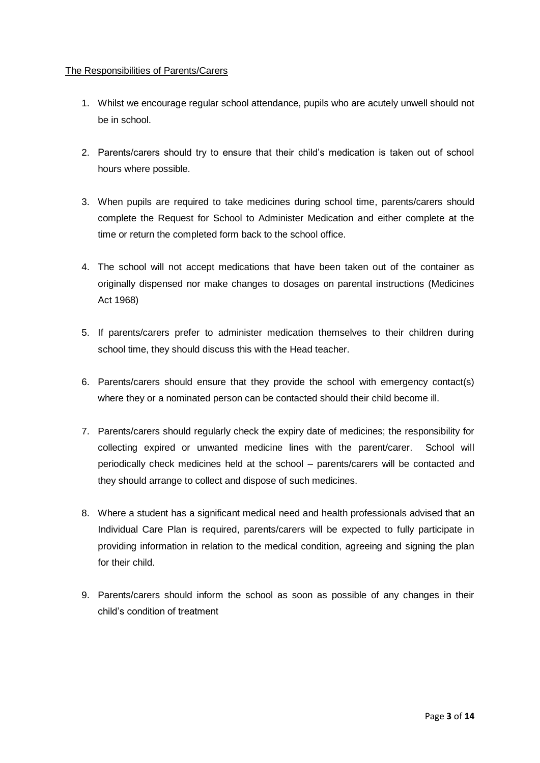<u>The Responsibilities of Parents/Carers</u>

1. Whilst we encourage regular school attendance, pupils who are acutely unwell should not be in school.

2. Parents/carers should try to ensure that their child's medication is taken out of school hours where possible.

3. When pupils are required to take medicines during school time, parents/carers should complete the Request for School to Administer Medication and either complete at the time or return the completed form back to the school office.

4. The school will not accept medications that have been taken out of the container as originally dispensed nor make changes to dosages on parental instructions (Medicines Act 1968)

5. If parents/carers prefer to administer medication themselves to their children during school time, they should discuss this with the Head teacher.

6. Parents/carers should ensure that they provide the school with emergency contact(s) where they or a nominated person can be contacted should their child become ill.

7. Parents/carers should regularly check the expiry date of medicines; the responsibility for collecting expired or unwanted medicine lines with the parent/carer. School will periodically check medicines held at the school – parents/carers will be contacted and they should arrange to collect and dispose of such medicines.

8. Where a student has a significant medical need and health professionals advised that an Individual Care Plan is required, parents/carers will be expected to fully participate in providing information in relation to the medical condition, agreeing and signing the plan for their child.

9. Parents/carers should inform the school as soon as possible of any changes in their child's condition of treatment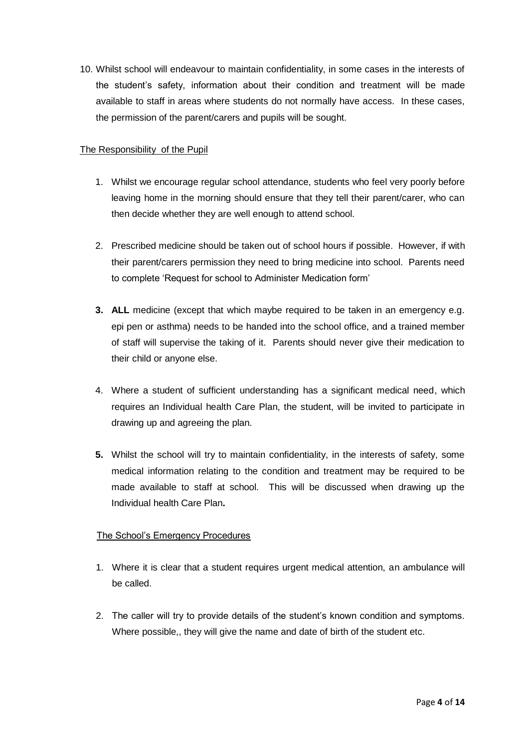10. Whilst school will endeavour to maintain confidentiality, in some cases in the interests of the student's safety, information about their condition and treatment will be made available to staff in areas where students do not normally have access. In these cases, the permission of the parent/carers and pupils will be sought.

## The Responsibility of the Pupil

1. Whilst we encourage regular school attendance, students who feel very poorly before leaving home in the morning should ensure that they tell their parent/carer, who can then decide whether they are well enough to attend school.

2. Prescribed medicine should be taken out of school hours if possible. However, if with their parent/carers permission they need to bring medicine into school. Parents need to complete 'Request for school to Administer Medication form'

3. **ALL** medicine (except that which maybe required to be taken in an emergency e.g. epi pen or asthma) needs to be handed into the school office, and a trained member of staff will supervise the taking of it. Parents should never give their medication to their child or anyone else.

4. Where a student of sufficient understanding has a significant medical need, which requires an Individual health Care Plan, the student, will be invited to participate in drawing up and agreeing the plan.

5. Whilst the school will try to maintain confidentiality, in the interests of safety, some medical information relating to the condition and treatment may be required to be made available to staff at school. This will be discussed when drawing up the Individual health Care Plan.

## The School's Emergency Procedures

1. Where it is clear that a student requires urgent medical attention, an ambulance will be called.

2. The caller will try to provide details of the student's known condition and symptoms. Where possible,, they will give the name and date of birth of the student etc.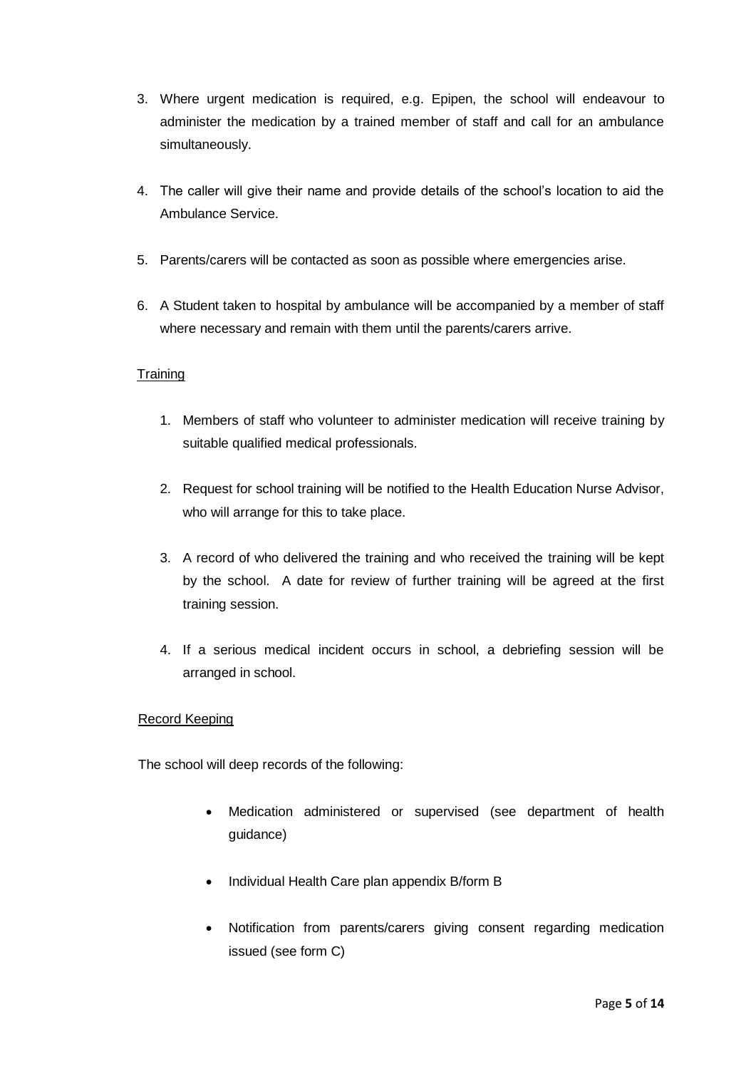3. Where urgent medication is required, e.g. Epipen, the school will endeavour to administer the medication by a trained member of staff and call for an ambulance simultaneously.

4. The caller will give their name and provide details of the school's location to aid the Ambulance Service.

5. Parents/carers will be contacted as soon as possible where emergencies arise.

6. A Student taken to hospital by ambulance will be accompanied by a member of staff where necessary and remain with them until the parents/carers arrive.

<u>Training</u>

1. Members of staff who volunteer to administer medication will receive training by suitable qualified medical professionals.

2. Request for school training will be notified to the Health Education Nurse Advisor, who will arrange for this to take place.

3. A record of who delivered the training and who received the training will be kept by the school. A date for review of further training will be agreed at the first training session.

4. If a serious medical incident occurs in school, a debriefing session will be arranged in school.

<u>Record Keeping</u>

The school will deep records of the following:

- Medication administered or supervised (see department of health guidance)

- Individual Health Care plan appendix B/form B

- Notification from parents/carers giving consent regarding medication issued (see form C)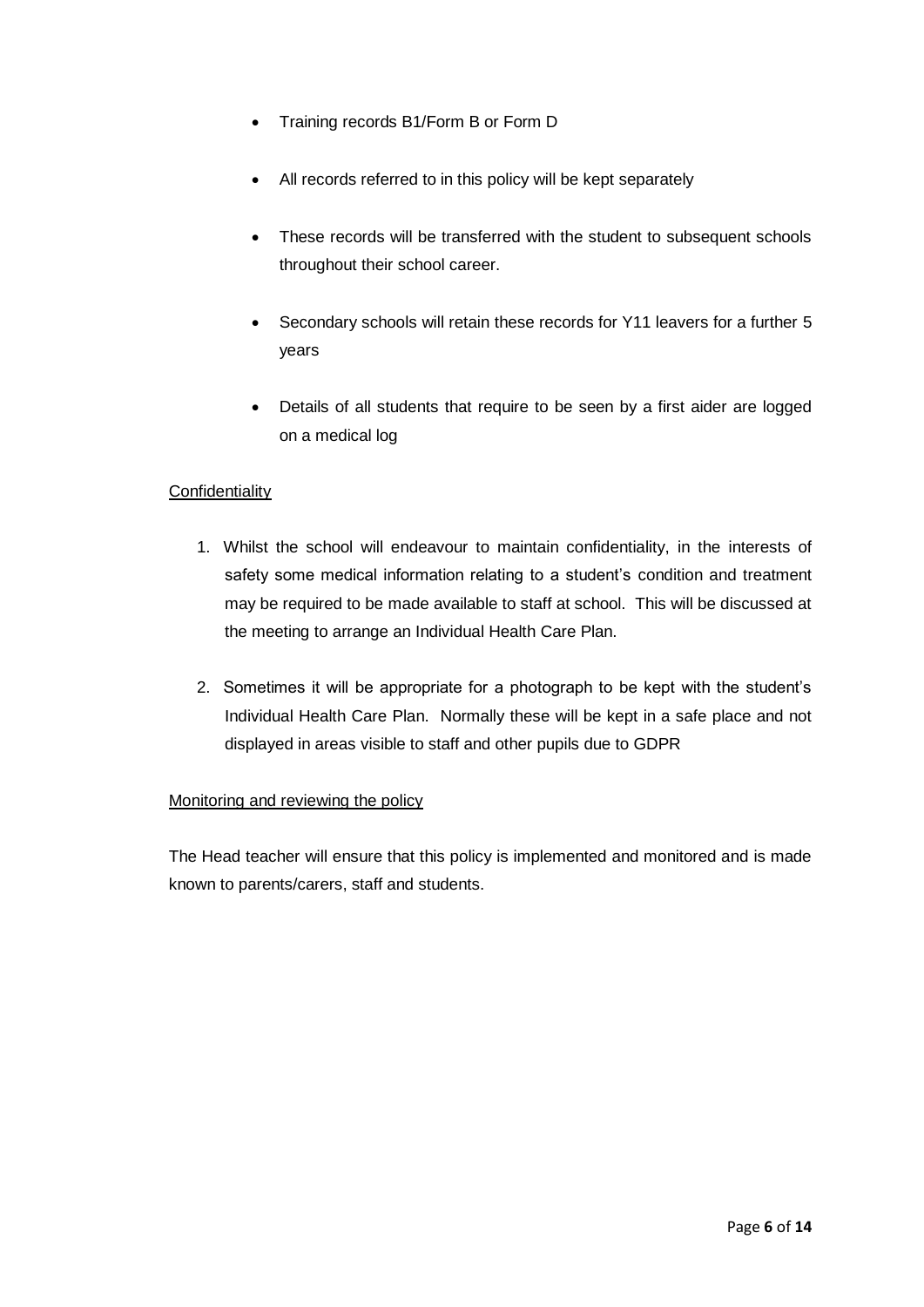- Training records B1/Form B or Form D
- All records referred to in this policy will be kept separately
- These records will be transferred with the student to subsequent schools throughout their school career.
- Secondary schools will retain these records for Y11 leavers for a further 5 years
- Details of all students that require to be seen by a first aider are logged on a medical log

<u>Confidentiality</u>

1. Whilst the school will endeavour to maintain confidentiality, in the interests of safety some medical information relating to a student's condition and treatment may be required to be made available to staff at school. This will be discussed at the meeting to arrange an Individual Health Care Plan.
2. Sometimes it will be appropriate for a photograph to be kept with the student's Individual Health Care Plan. Normally these will be kept in a safe place and not displayed in areas visible to staff and other pupils due to GDPR

<u>Monitoring and reviewing the policy</u>

The Head teacher will ensure that this policy is implemented and monitored and is made known to parents/carers, staff and students.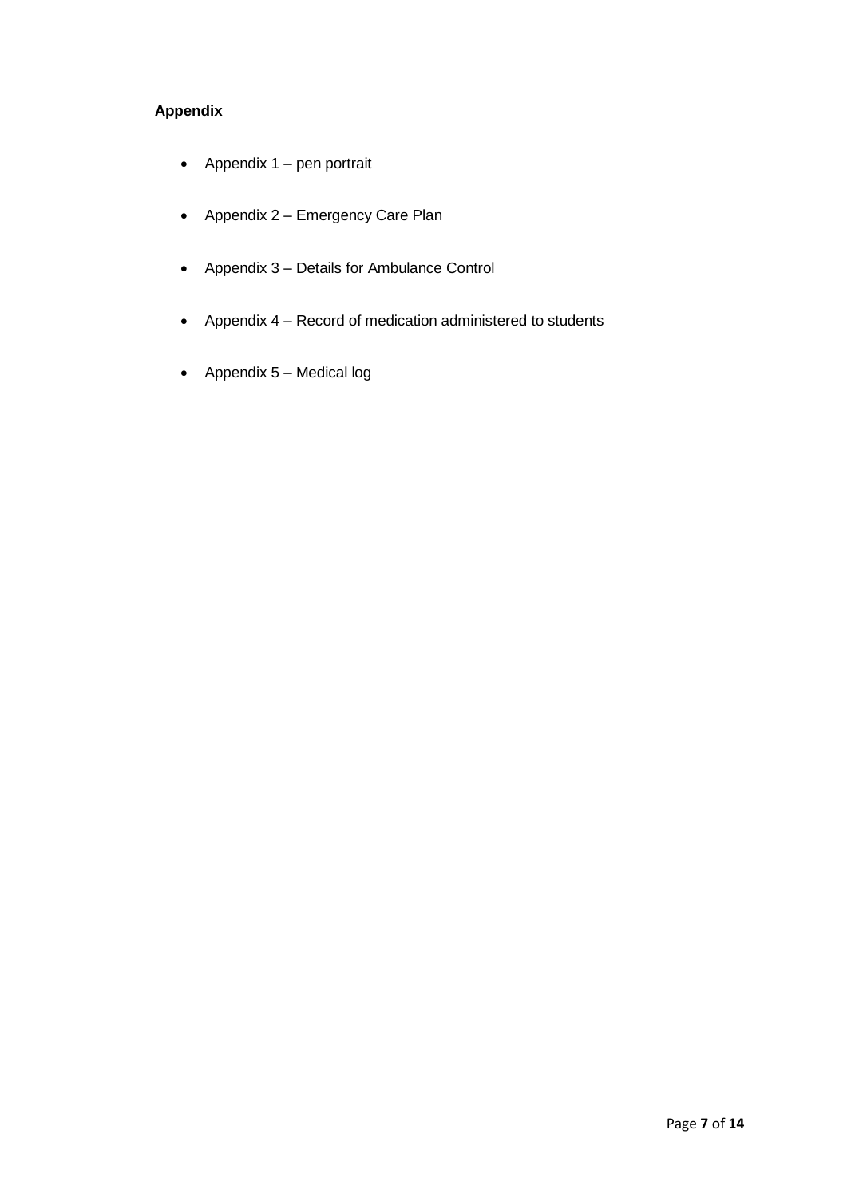**Appendix**

- Appendix 1 – pen portrait
- Appendix 2 – Emergency Care Plan
- Appendix 3 – Details for Ambulance Control
- Appendix 4 – Record of medication administered to students
- Appendix 5 – Medical log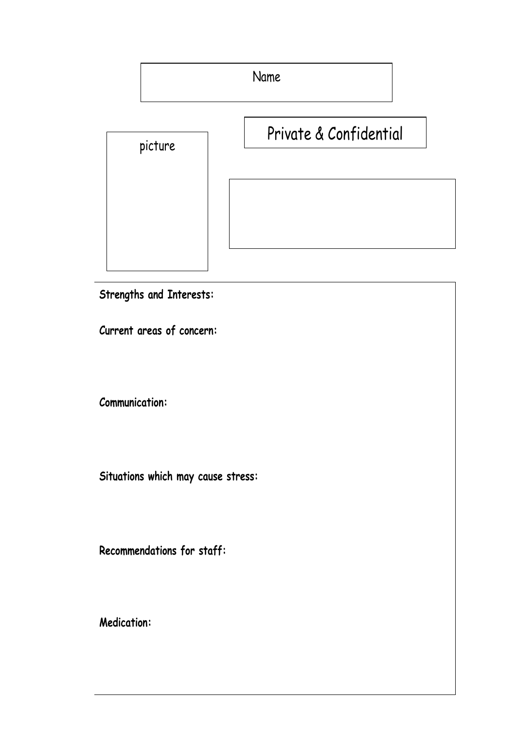Name

picture

Private & Confidential

**Strengths and Interests:**

**Current areas of concern:**

**Communication:**

**Situations which may cause stress:**

**Recommendations for staff:**

**Medication:**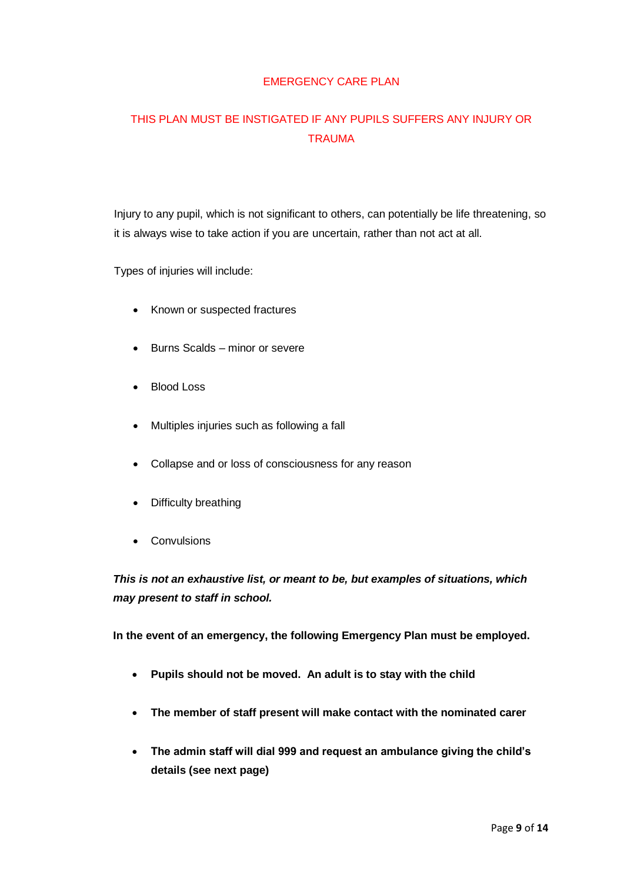# EMERGENCY CARE PLAN

## THIS PLAN MUST BE INSTIGATED IF ANY PUPILS SUFFERS ANY INJURY OR TRAUMA

Injury to any pupil, which is not significant to others, can potentially be life threatening, so it is always wise to take action if you are uncertain, rather than not act at all.

Types of injuries will include:

- Known or suspected fractures
- Burns Scalds – minor or severe
- Blood Loss
- Multiples injuries such as following a fall
- Collapse and or loss of consciousness for any reason
- Difficulty breathing
- Convulsions

***This is not an exhaustive list, or meant to be, but examples of situations, which may present to staff in school.***

**In the event of an emergency, the following Emergency Plan must be employed.**

- **Pupils should not be moved. An adult is to stay with the child**
- **The member of staff present will make contact with the nominated carer**
- **The admin staff will dial 999 and request an ambulance giving the child's details (see next page)**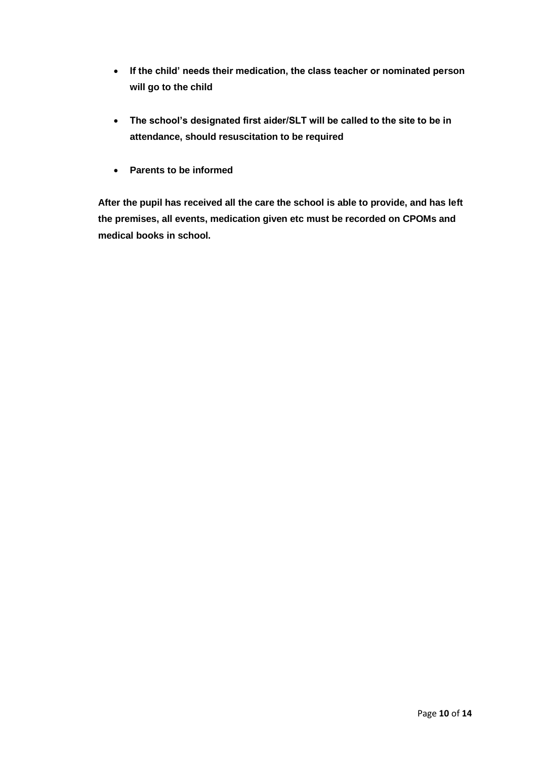- **If the child' needs their medication, the class teacher or nominated person will go to the child**
- **The school's designated first aider/SLT will be called to the site to be in attendance, should resuscitation to be required**
- **Parents to be informed**

**After the pupil has received all the care the school is able to provide, and has left the premises, all events, medication given etc must be recorded on CPOMs and medical books in school.**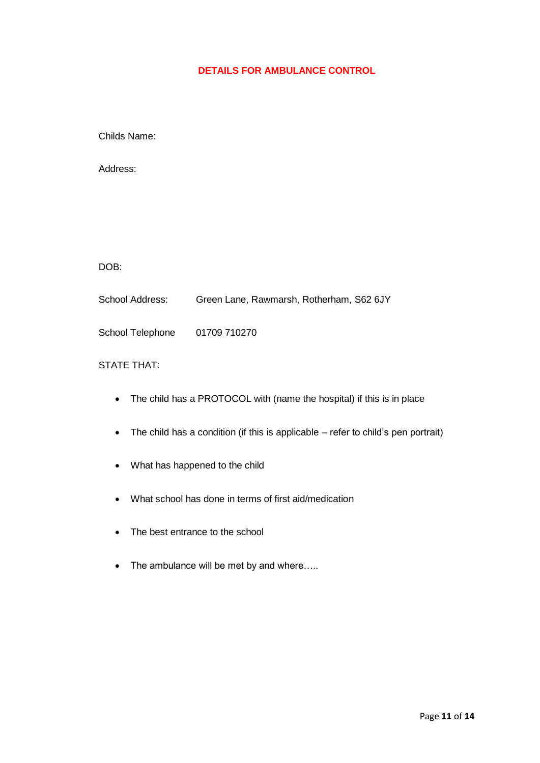## DETAILS FOR AMBULANCE CONTROL

Childs Name:

Address:

DOB:

School Address: Green Lane, Rawmarsh, Rotherham, S62 6JY

School Telephone 01709 710270

STATE THAT:

- The child has a PROTOCOL with (name the hospital) if this is in place
- The child has a condition (if this is applicable – refer to child's pen portrait)
- What has happened to the child
- What school has done in terms of first aid/medication
- The best entrance to the school
- The ambulance will be met by and where…..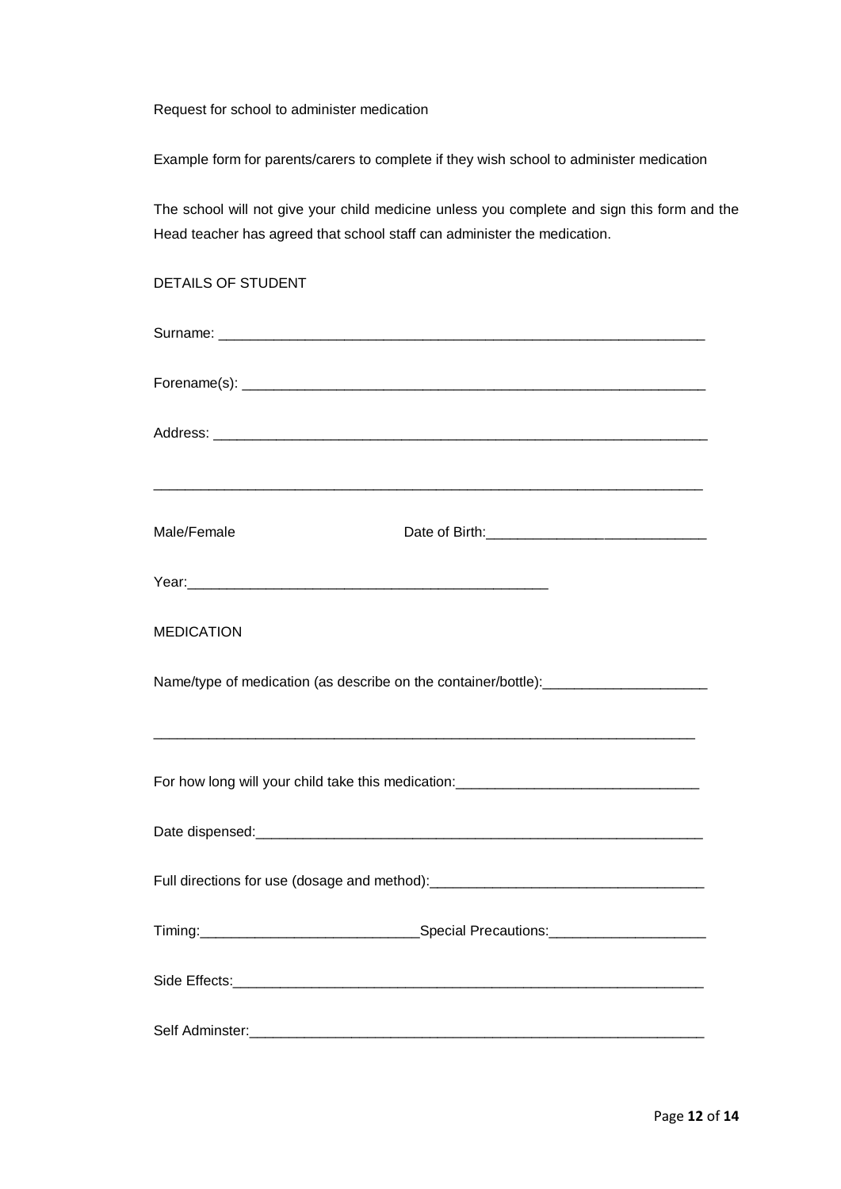Request for school to administer medication

Example form for parents/carers to complete if they wish school to administer medication

The school will not give your child medicine unless you complete and sign this form and the Head teacher has agreed that school staff can administer the medication.

DETAILS OF STUDENT

Surname: ______________________________________________________________

Forename(s): ___________________________________________________________

Address: _______________________________________________________________

_______________________________________________________________________

Male/Female                    Date of Birth:____________________________

Year:_____________________________________________

MEDICATION

Name/type of medication (as describe on the container/bottle):____________________

_______________________________________________________________________

For how long will your child take this medication:______________________________

Date dispensed:_________________________________________________________

Full directions for use (dosage and method):__________________________________

Timing:___________________________Special Precautions:___________________

Side Effects:____________________________________________________________

Self Adminster:__________________________________________________________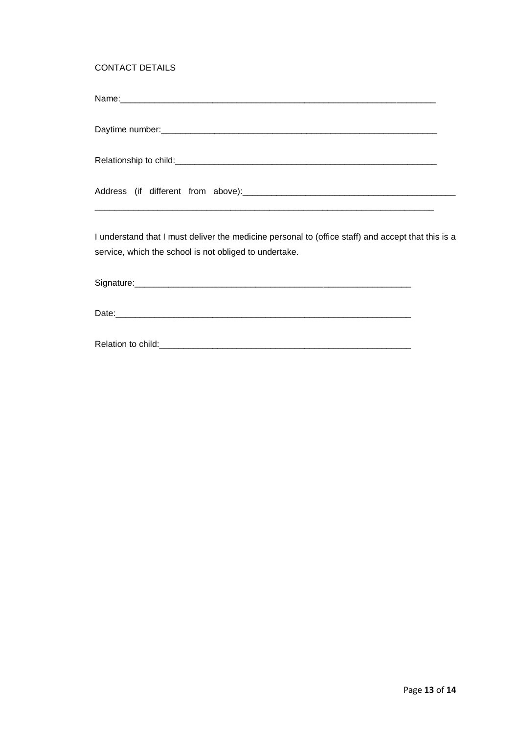CONTACT DETAILS

Name:_______________________________________________________________

Daytime number:_______________________________________________________

Relationship to child:___________________________________________________

Address (if different from above):___________________________________________
______________________________________________________________________

I understand that I must deliver the medicine personal to (office staff) and accept that this is a service, which the school is not obliged to undertake.

Signature:_______________________________________________________

Date:___________________________________________________________

Relation to child:_________________________________________________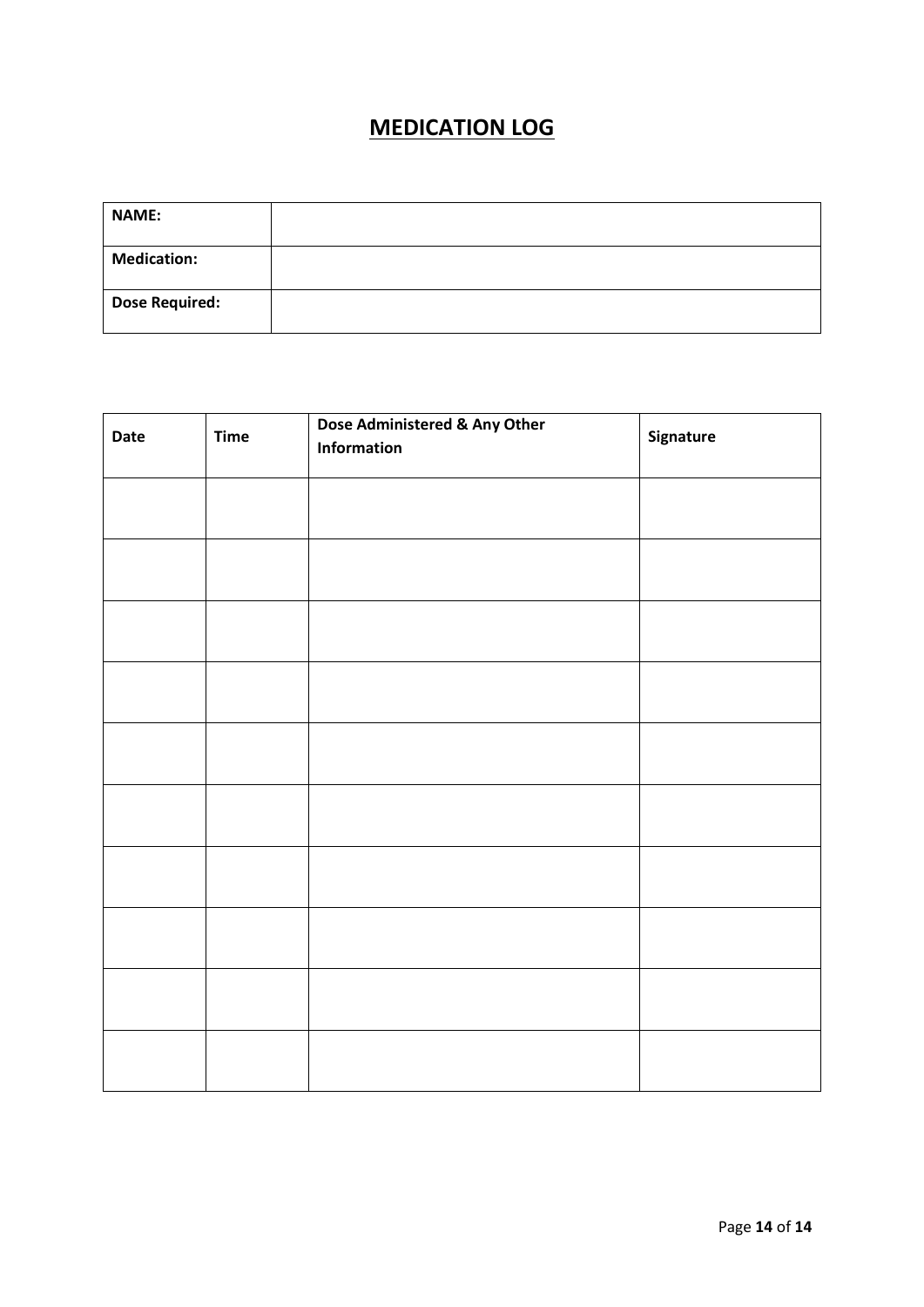# MEDICATION LOG

| | |
|---|---|
| **NAME:** | |
| **Medication:** | |
| **Dose Required:** | |

| Date | Time | Dose Administered & Any Other Information | Signature |
|---|---|---|---|
| | | | |
| | | | |
| | | | |
| | | | |
| | | | |
| | | | |
| | | | |
| | | | |
| | | | |
| | | | |